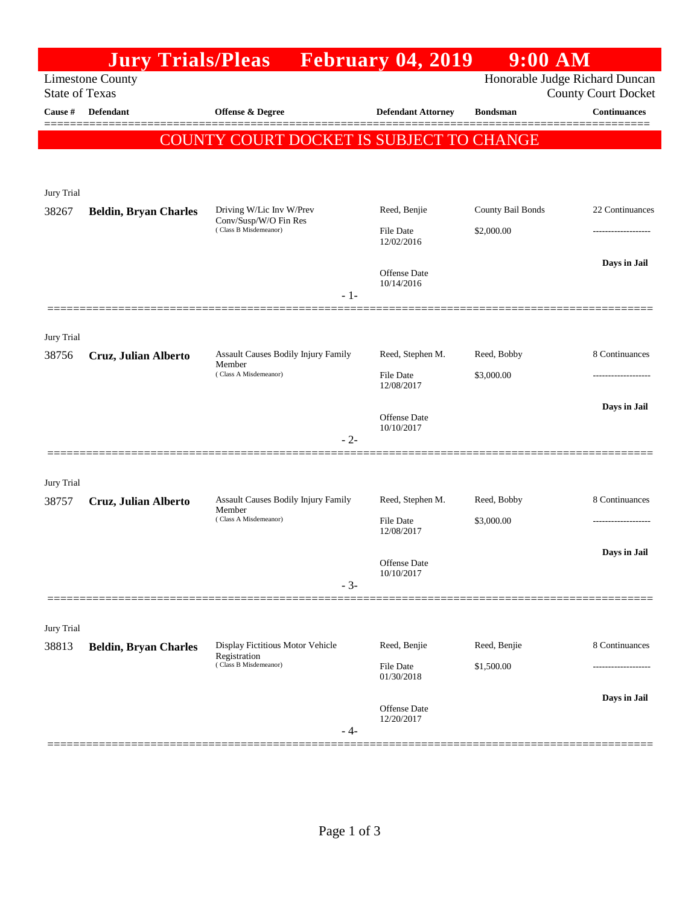# Jury Trials/Pleas February 04, 2019 9:00 AM

Limestone County
State of Texas

Honorable Judge Richard Duncan
County Court Docket

**COUNTY COURT DOCKET IS SUBJECT TO CHANGE**

| Cause # | Defendant | Offense & Degree | Defendant Attorney | Bondsman | Continuances |
|---|---|---|---|---|---|
| Jury Trial | | | | | |
| 38267 | **Beldin, Bryan Charles** | Driving W/Lic Inv W/Prev Conv/Susp/W/O Fin Res (Class B Misdemeanor) | Reed, Benjie | County Bail Bonds | 22 Continuances |
| | | | File Date 12/02/2016 | $2,000.00 | ------------------- |
| | | | Offense Date 10/14/2016 | | **Days in Jail** |
| | | - 1- | | | |
| Jury Trial | | | | | |
| 38756 | **Cruz, Julian Alberto** | Assault Causes Bodily Injury Family Member (Class A Misdemeanor) | Reed, Stephen M. | Reed, Bobby | 8 Continuances |
| | | | File Date 12/08/2017 | $3,000.00 | ------------------- |
| | | | Offense Date 10/10/2017 | | **Days in Jail** |
| | | - 2- | | | |
| Jury Trial | | | | | |
| 38757 | **Cruz, Julian Alberto** | Assault Causes Bodily Injury Family Member (Class A Misdemeanor) | Reed, Stephen M. | Reed, Bobby | 8 Continuances |
| | | | File Date 12/08/2017 | $3,000.00 | ------------------- |
| | | | Offense Date 10/10/2017 | | **Days in Jail** |
| | | - 3- | | | |
| Jury Trial | | | | | |
| 38813 | **Beldin, Bryan Charles** | Display Fictitious Motor Vehicle Registration (Class B Misdemeanor) | Reed, Benjie | Reed, Benjie | 8 Continuances |
| | | | File Date 01/30/2018 | $1,500.00 | ------------------- |
| | | | Offense Date 12/20/2017 | | **Days in Jail** |
| | | - 4- | | | |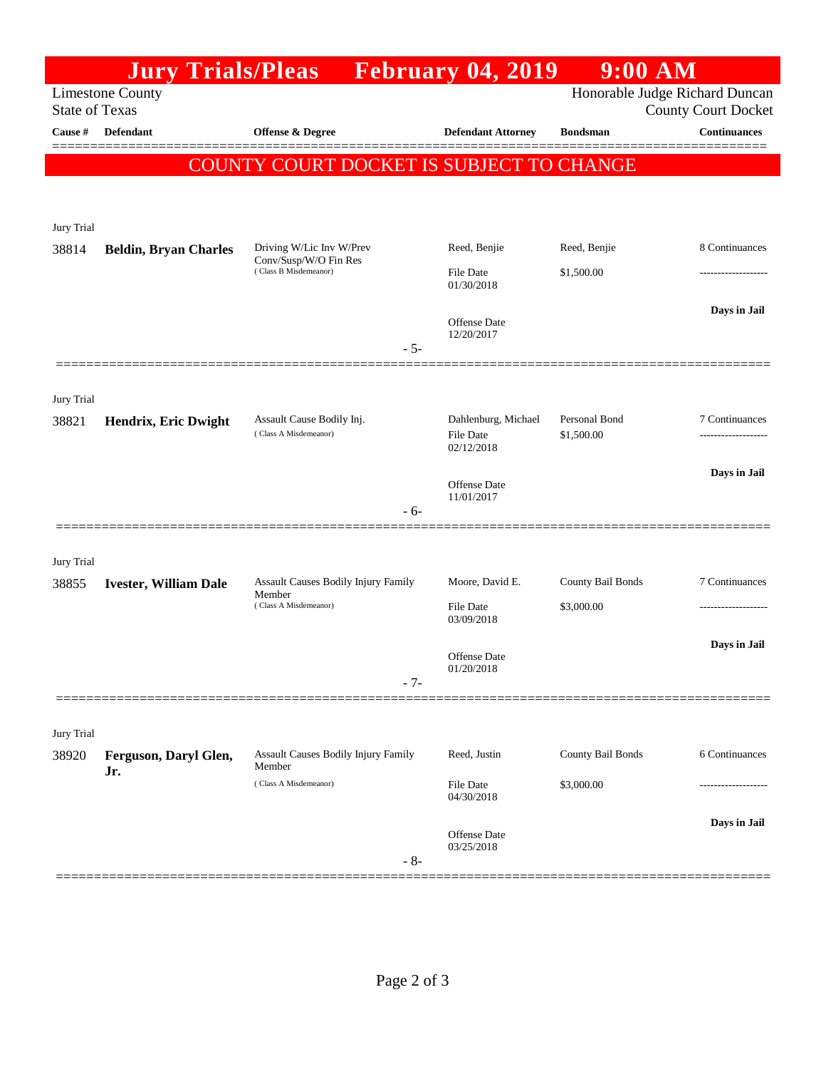# Jury Trials/Pleas February 04, 2019 9:00 AM

Limestone County
State of Texas

Honorable Judge Richard Duncan
County Court Docket

**COUNTY COURT DOCKET IS SUBJECT TO CHANGE**

| Cause # | Defendant | Offense & Degree | Defendant Attorney | Bondsman | Continuances |
|---|---|---|---|---|---|
| Jury Trial | | | | | |
| 38814 | **Beldin, Bryan Charles** | Driving W/Lic Inv W/Prev Conv/Susp/W/O Fin Res (Class B Misdemeanor) | Reed, Benjie<br>File Date 01/30/2018<br>Offense Date 12/20/2017 | Reed, Benjie<br>$1,500.00 | 8 Continuances<br>-------------------<br>**Days in Jail** |
| | | - 5- | | | |
| Jury Trial | | | | | |
| 38821 | **Hendrix, Eric Dwight** | Assault Cause Bodily Inj. (Class A Misdemeanor) | Dahlenburg, Michael<br>File Date 02/12/2018<br>Offense Date 11/01/2017 | Personal Bond<br>$1,500.00 | 7 Continuances<br>-------------------<br>**Days in Jail** |
| | | - 6- | | | |
| Jury Trial | | | | | |
| 38855 | **Ivester, William Dale** | Assault Causes Bodily Injury Family Member (Class A Misdemeanor) | Moore, David E.<br>File Date 03/09/2018<br>Offense Date 01/20/2018 | County Bail Bonds<br>$3,000.00 | 7 Continuances<br>-------------------<br>**Days in Jail** |
| | | - 7- | | | |
| Jury Trial | | | | | |
| 38920 | **Ferguson, Daryl Glen, Jr.** | Assault Causes Bodily Injury Family Member (Class A Misdemeanor) | Reed, Justin<br>File Date 04/30/2018<br>Offense Date 03/25/2018 | County Bail Bonds<br>$3,000.00 | 6 Continuances<br>-------------------<br>**Days in Jail** |
| | | - 8- | | | |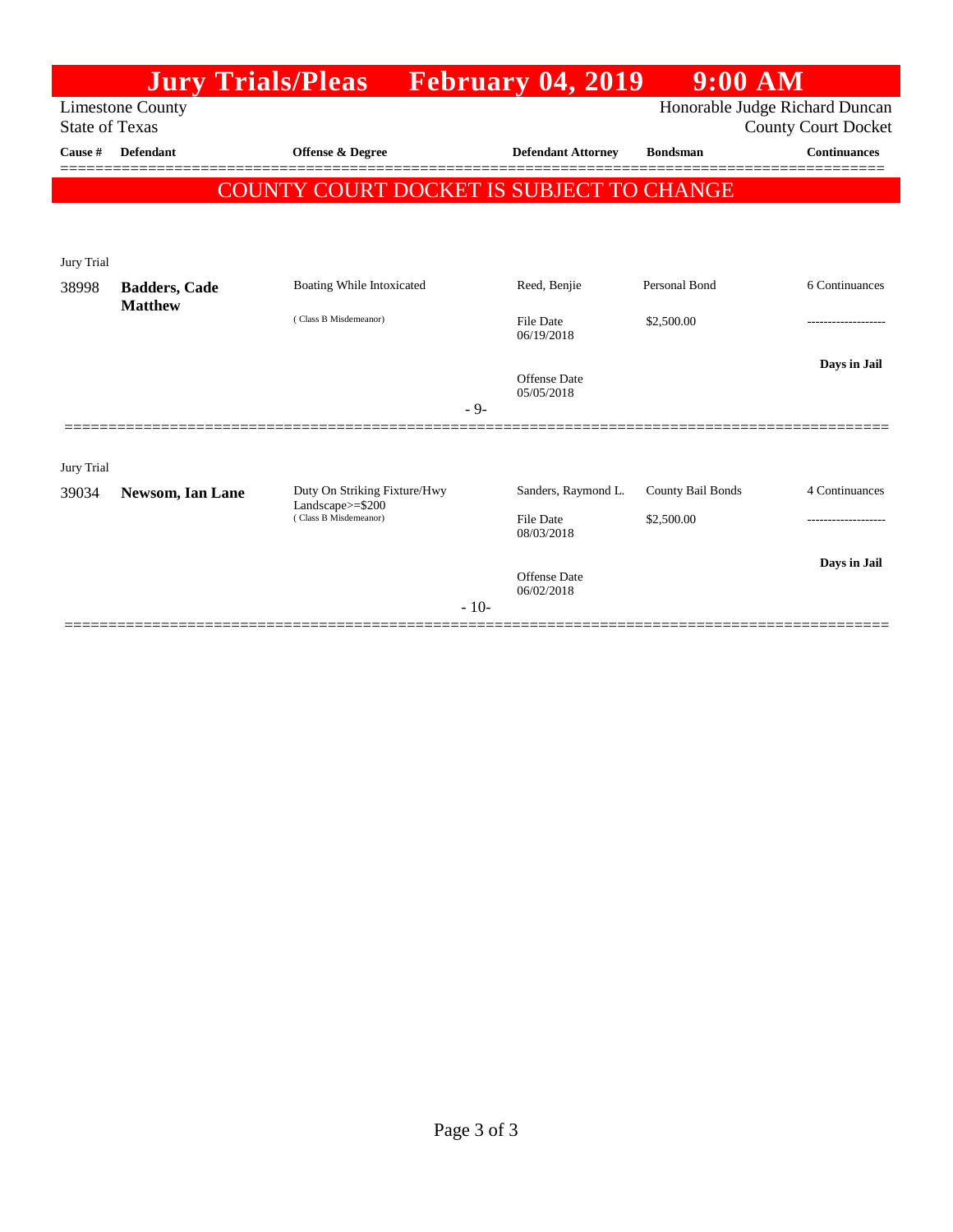# Jury Trials/Pleas February 04, 2019 9:00 AM

Limestone County
State of Texas

Honorable Judge Richard Duncan
County Court Docket

| Cause # | Defendant | Offense & Degree | Defendant Attorney | Bondsman | Continuances |
|---|---|---|---|---|---|

**COUNTY COURT DOCKET IS SUBJECT TO CHANGE**

Jury Trial

| Cause # | Defendant | Offense & Degree | Defendant Attorney | Bondsman | Continuances |
|---|---|---|---|---|---|
| 38998 | **Badders, Cade Matthew** | Boating While Intoxicated ( Class B Misdemeanor) | Reed, Benjie | Personal Bond | 6 Continuances |
| | | | File Date 06/19/2018 | $2,500.00 | ------------------- |
| | | | Offense Date 05/05/2018 | | **Days in Jail** |

- 9-

Jury Trial

| Cause # | Defendant | Offense & Degree | Defendant Attorney | Bondsman | Continuances |
|---|---|---|---|---|---|
| 39034 | **Newsom, Ian Lane** | Duty On Striking Fixture/Hwy Landscape>=$200 ( Class B Misdemeanor) | Sanders, Raymond L. | County Bail Bonds | 4 Continuances |
| | | | File Date 08/03/2018 | $2,500.00 | ------------------- |
| | | | Offense Date 06/02/2018 | | **Days in Jail** |

- 10-